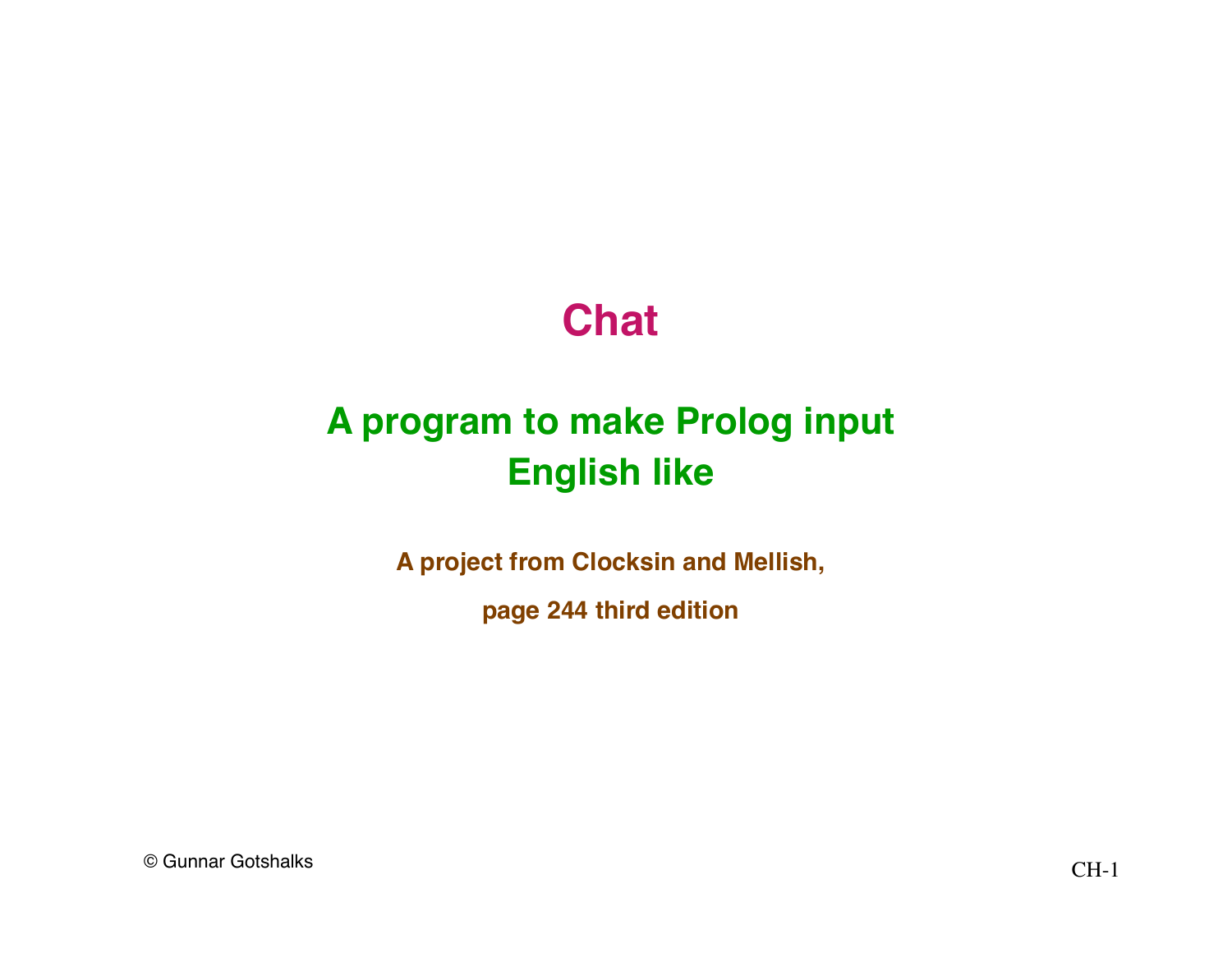# Chat

## A program to make Prolog input English like

**A project from Clocksin and Mellish,**

**page 244 third edition**

© Gunnar Gotshalks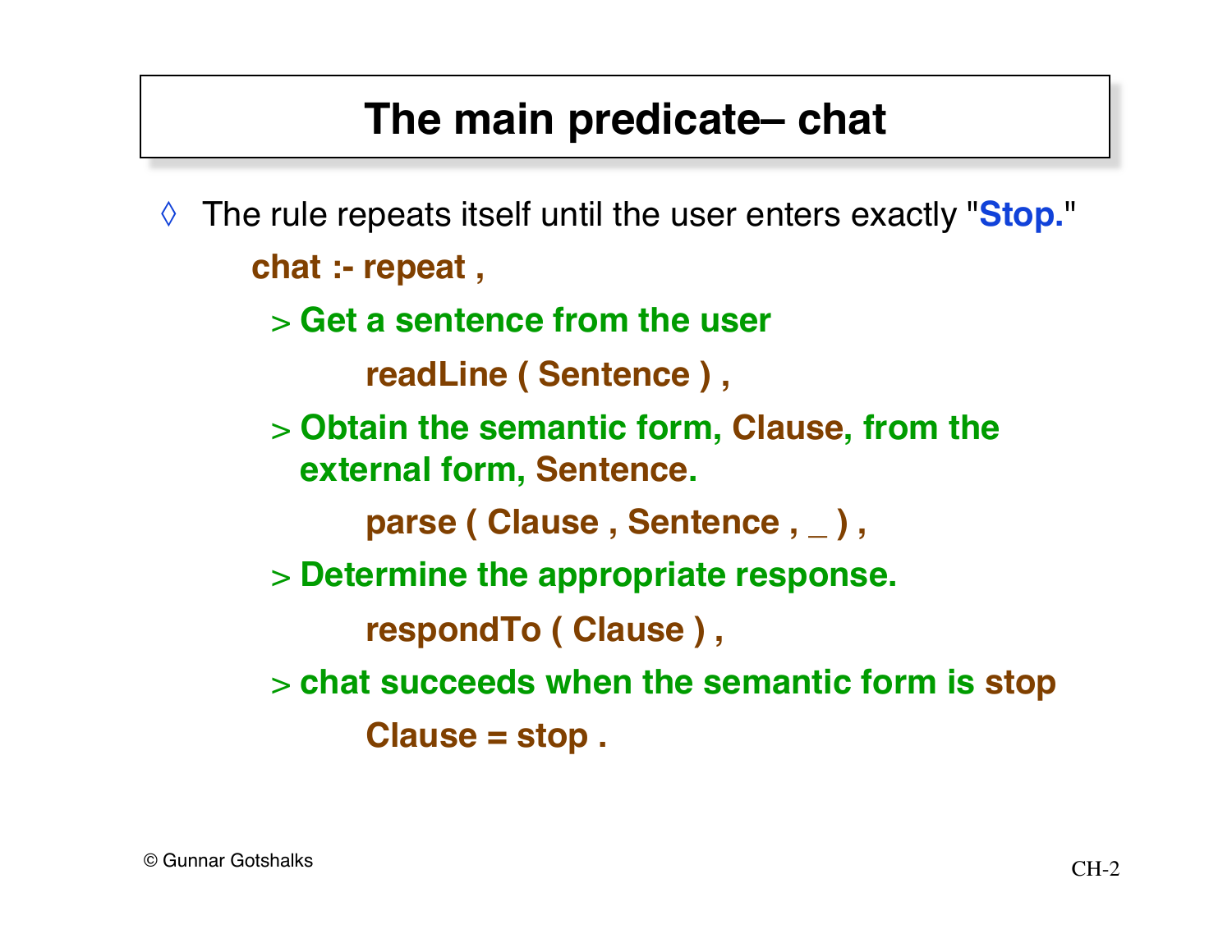# The main predicate– chat

◊ The rule repeats itself until the user enters exactly "**Stop.**"

**chat :- repeat ,**

> **Get a sentence from the user**
>
> **readLine ( Sentence ) ,**
>
> **Obtain the semantic form, Clause, from the external form, Sentence.**
>
> **parse ( Clause , Sentence , _ ) ,**
>
> **Determine the appropriate response.**
>
> **respondTo ( Clause ) ,**
>
> **chat succeeds when the semantic form is stop**
>
> **Clause = stop .**

© Gunnar Gotshalks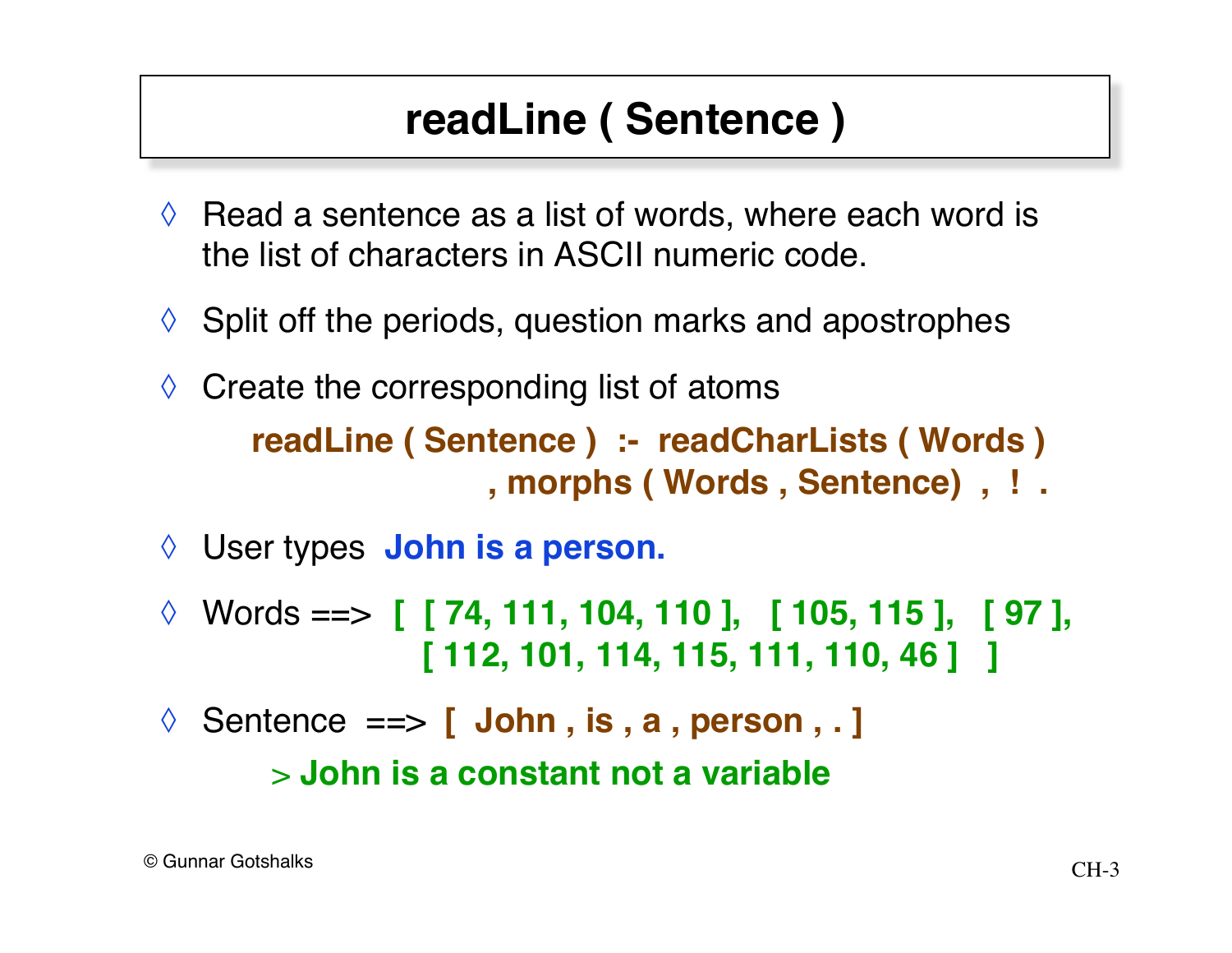# readLine ( Sentence )

- Read a sentence as a list of words, where each word is the list of characters in ASCII numeric code.
- Split off the periods, question marks and apostrophes
- Create the corresponding list of atoms

```
readLine ( Sentence )  :-  readCharLists ( Words )
                         , morphs ( Words , Sentence)  ,  ! .
```

- User types **John is a person.**
- Words ==> **[ [ 74, 111, 104, 110 ], [ 105, 115 ], [ 97 ], [ 112, 101, 114, 115, 111, 110, 46 ] ]**
- Sentence ==> **[ John , is , a , person , . ]**
  - **John is a constant not a variable**

© Gunnar Gotshalks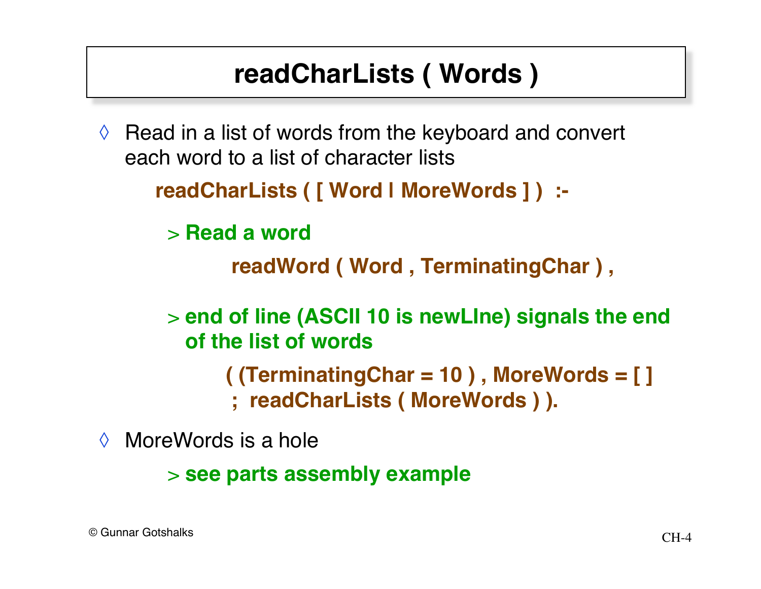# readCharLists ( Words )

- Read in a list of words from the keyboard and convert each word to a list of character lists

```
readCharLists ( [ Word | MoreWords ] ) :-
```

  - Read a word

```
readWord ( Word , TerminatingChar ) ,
```

  - end of line (ASCII 10 is newLIne) signals the end of the list of words

```
( (TerminatingChar = 10 ) , MoreWords = [ ]
;  readCharLists ( MoreWords ) ).
```

- MoreWords is a hole
  - see parts assembly example

© Gunnar Gotshalks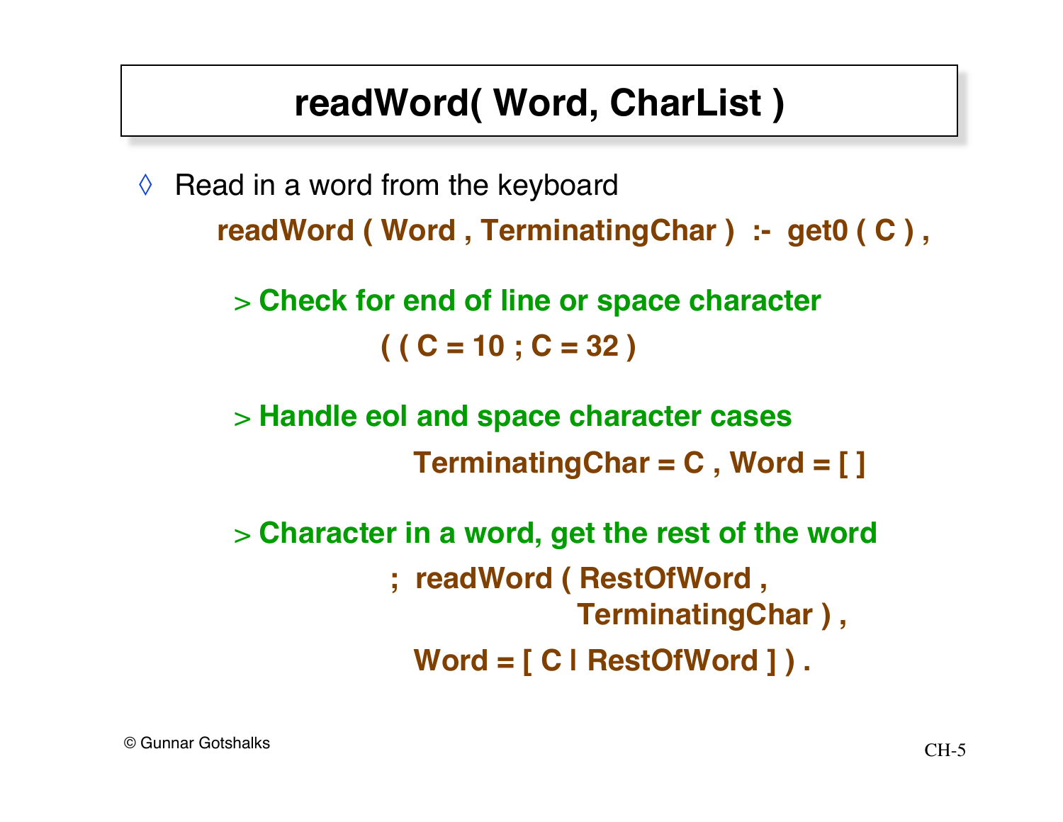# readWord( Word, CharList )

◊ Read in a word from the keyboard

```
readWord ( Word , TerminatingChar )  :-  get0 ( C ) ,
```

> **Check for end of line or space character**

```
( ( C = 10 ; C = 32 )
```

> **Handle eol and space character cases**

```
TerminatingChar = C , Word = [ ]
```

> **Character in a word, get the rest of the word**

```
;  readWord ( RestOfWord ,
              TerminatingChar ) ,
   Word = [ C | RestOfWord ] ) .
```

© Gunnar Gotshalks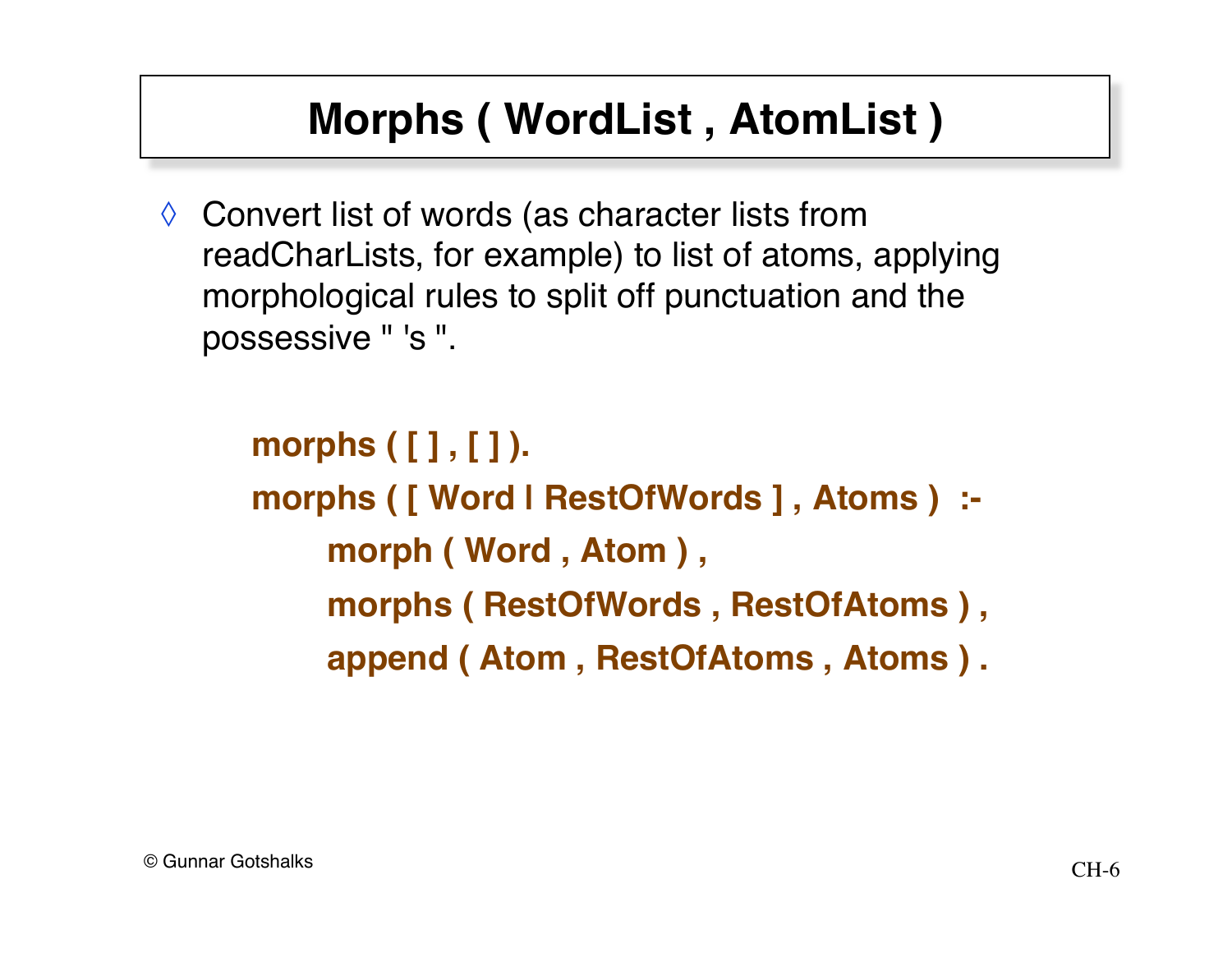# Morphs ( WordList , AtomList )

◊ Convert list of words (as character lists from readCharLists, for example) to list of atoms, applying morphological rules to split off punctuation and the possessive " 's ".

```
morphs ( [ ] , [ ] ).
morphs ( [ Word | RestOfWords ] , Atoms )  :-
    morph ( Word , Atom ) ,
    morphs ( RestOfWords , RestOfAtoms ) ,
    append ( Atom , RestOfAtoms , Atoms ) .
```

© Gunnar Gotshalks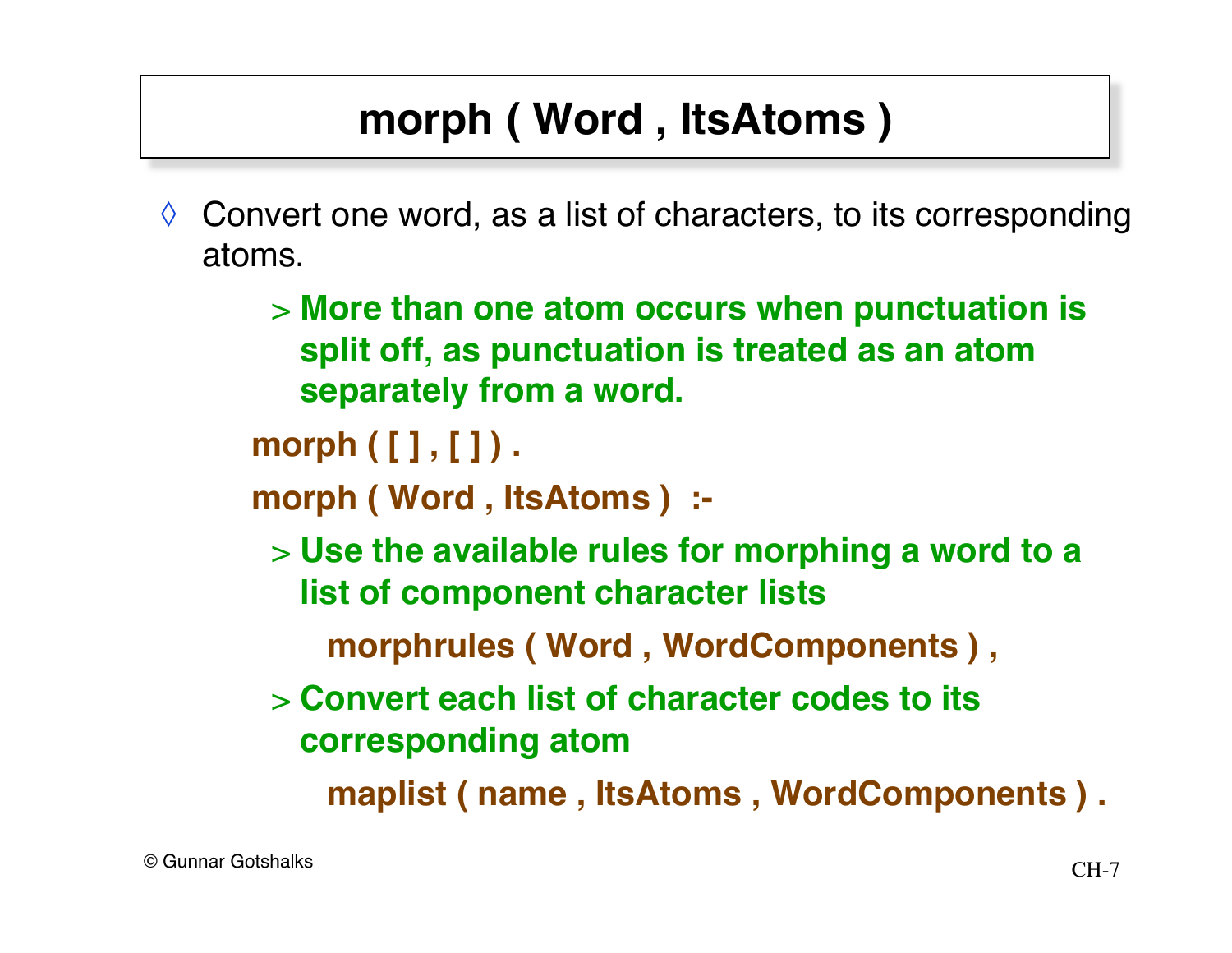# morph ( Word , ItsAtoms )

- Convert one word, as a list of characters, to its corresponding atoms.
  - **More than one atom occurs when punctuation is split off, as punctuation is treated as an atom separately from a word.**

```
morph ( [ ] , [ ] ) .
morph ( Word , ItsAtoms ) :-
```

  - **Use the available rules for morphing a word to a list of component character lists**

```
    morphrules ( Word , WordComponents ) ,
```

  - **Convert each list of character codes to its corresponding atom**

```
    maplist ( name , ItsAtoms , WordComponents ) .
```

© Gunnar Gotshalks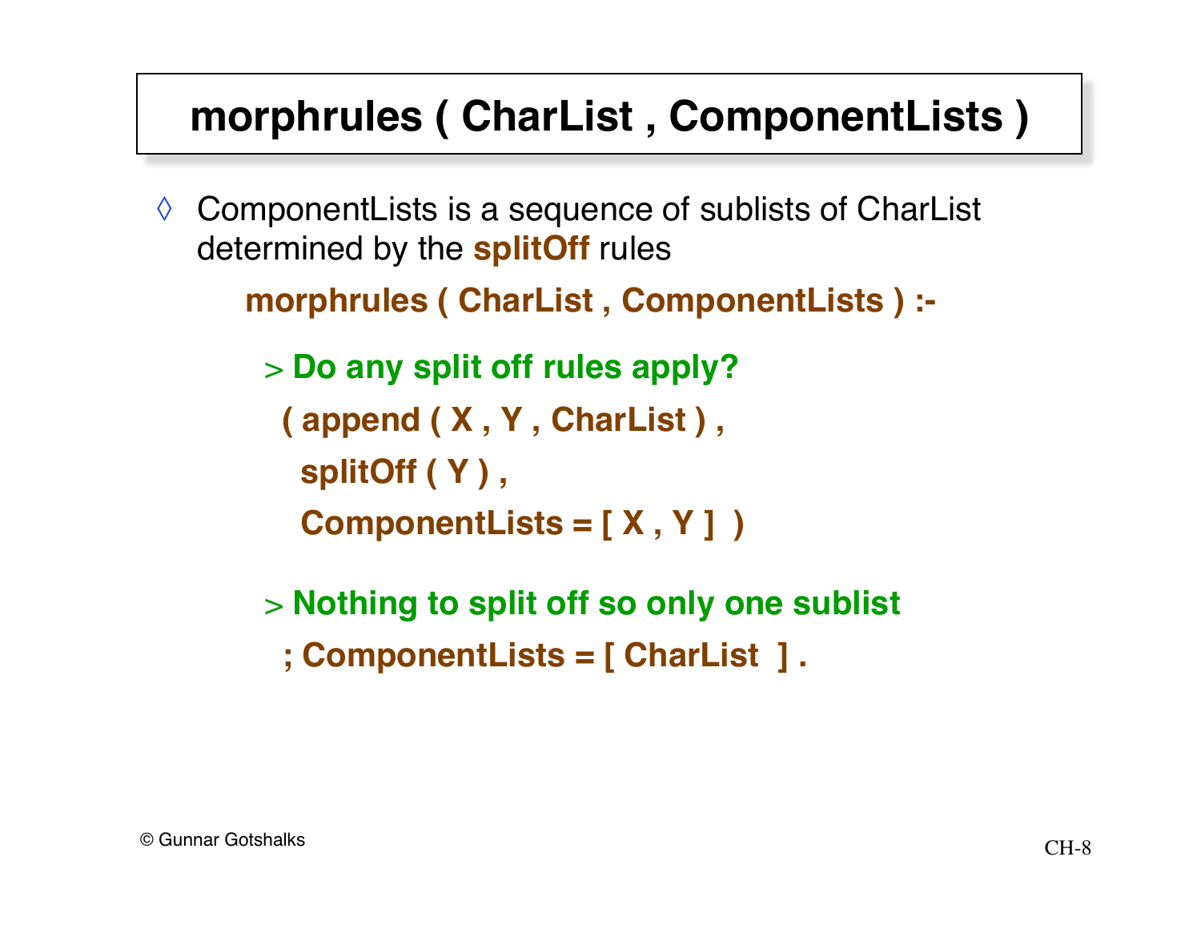# morphrules ( CharList , ComponentLists )

◊ ComponentLists is a sequence of sublists of CharList determined by the **splitOff** rules

```
morphrules ( CharList , ComponentLists ) :-

  > Do any split off rules apply?
   ( append ( X , Y , CharList ) ,
     splitOff ( Y ) ,
     ComponentLists = [ X , Y ]  )

  > Nothing to split off so only one sublist
   ; ComponentLists = [ CharList  ] .
```

© Gunnar Gotshalks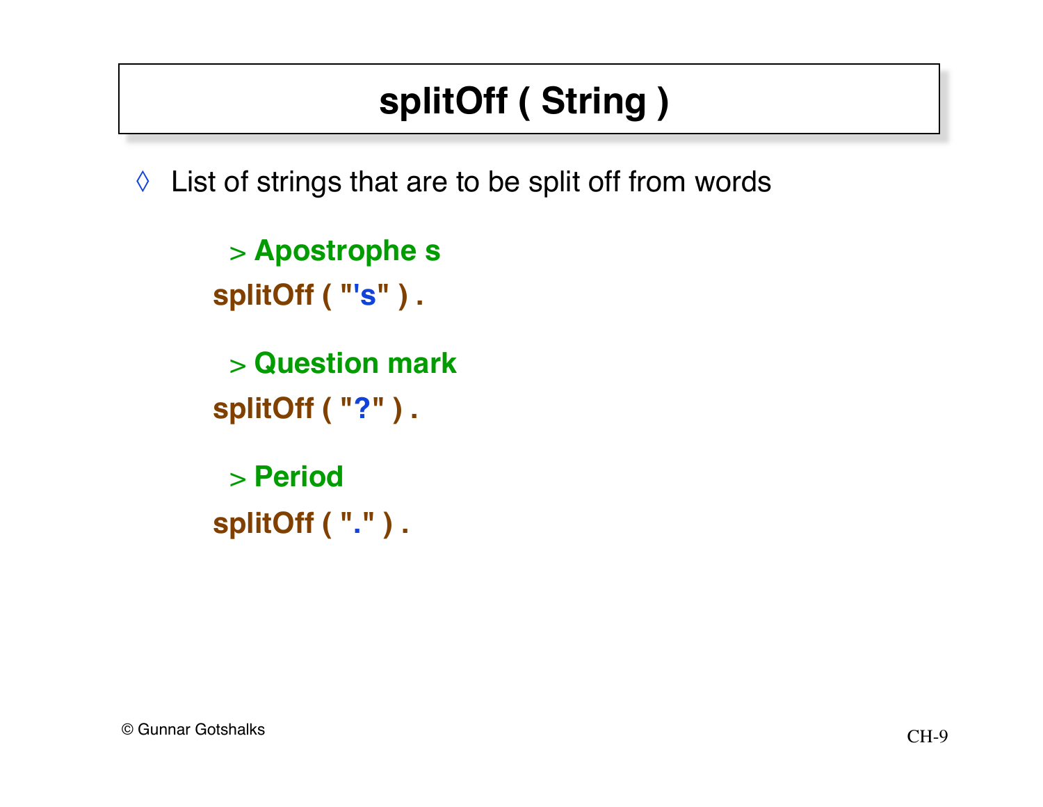# splitOff ( String )

◊ List of strings that are to be split off from words

> Apostrophe s

```
splitOff ( "'s" ) .
```

> Question mark

```
splitOff ( "?" ) .
```

> Period

```
splitOff ( "." ) .
```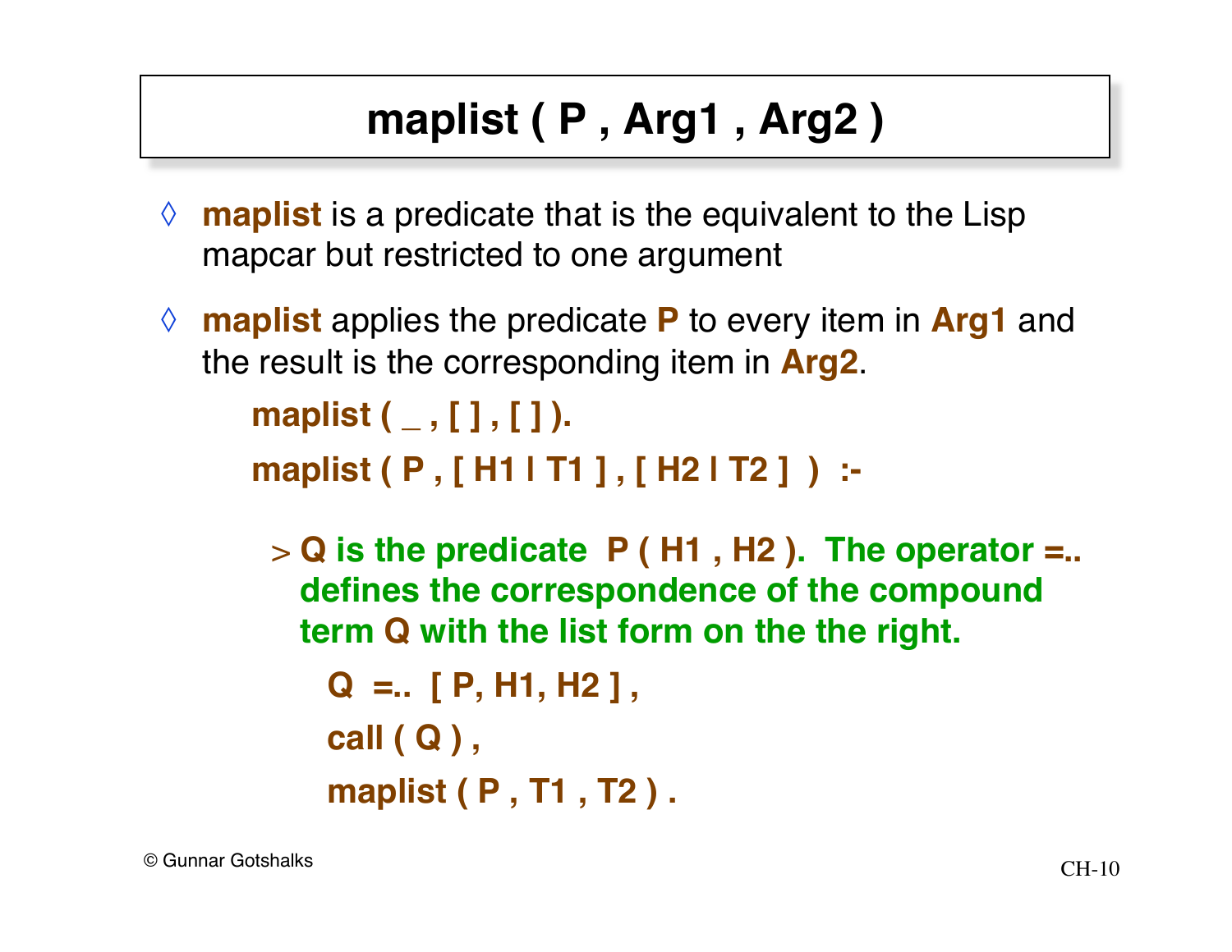# maplist ( P , Arg1 , Arg2 )

- **maplist** is a predicate that is the equivalent to the Lisp mapcar but restricted to one argument
- **maplist** applies the predicate **P** to every item in **Arg1** and the result is the corresponding item in **Arg2**.

```
maplist ( _ , [ ] , [ ] ).
maplist ( P , [ H1 | T1 ] , [ H2 | T2 ]  )  :-
```

> **Q is the predicate P ( H1 , H2 ). The operator =.. defines the correspondence of the compound term Q with the list form on the the right.**

```
    Q  =..  [ P, H1, H2 ] ,
    call ( Q ) ,
    maplist ( P , T1 , T2 ) .
```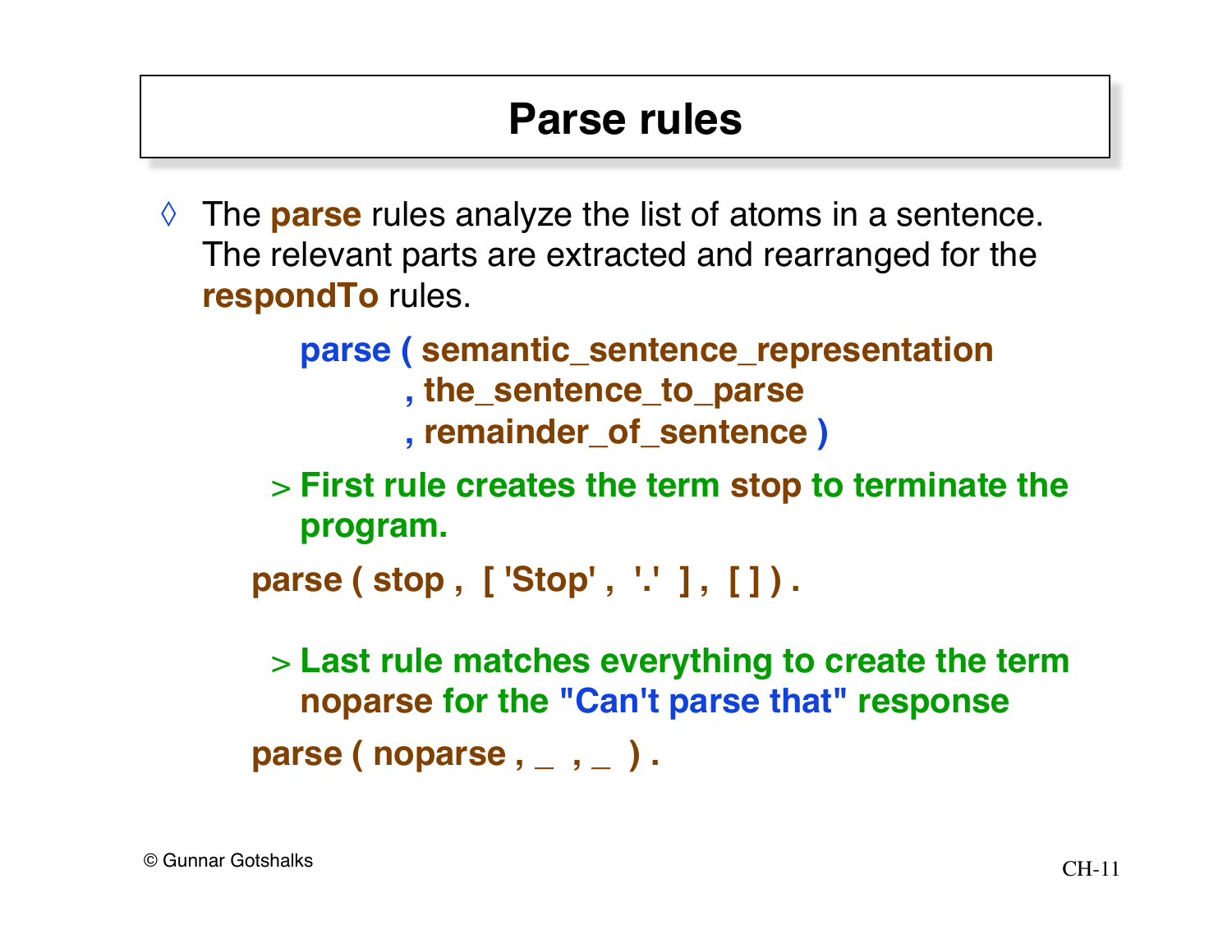# Parse rules

- The **parse** rules analyze the list of atoms in a sentence. The relevant parts are extracted and rearranged for the **respondTo** rules.

```
parse ( semantic_sentence_representation
        , the_sentence_to_parse
        , remainder_of_sentence )
```

  - > **First rule creates the term stop to terminate the program.**

```
parse ( stop ,  [ 'Stop' ,  '.'  ] ,  [ ] ) .
```

  - > **Last rule matches everything to create the term noparse for the "Can't parse that" response**

```
parse ( noparse , _  , _  ) .
```

© Gunnar Gotshalks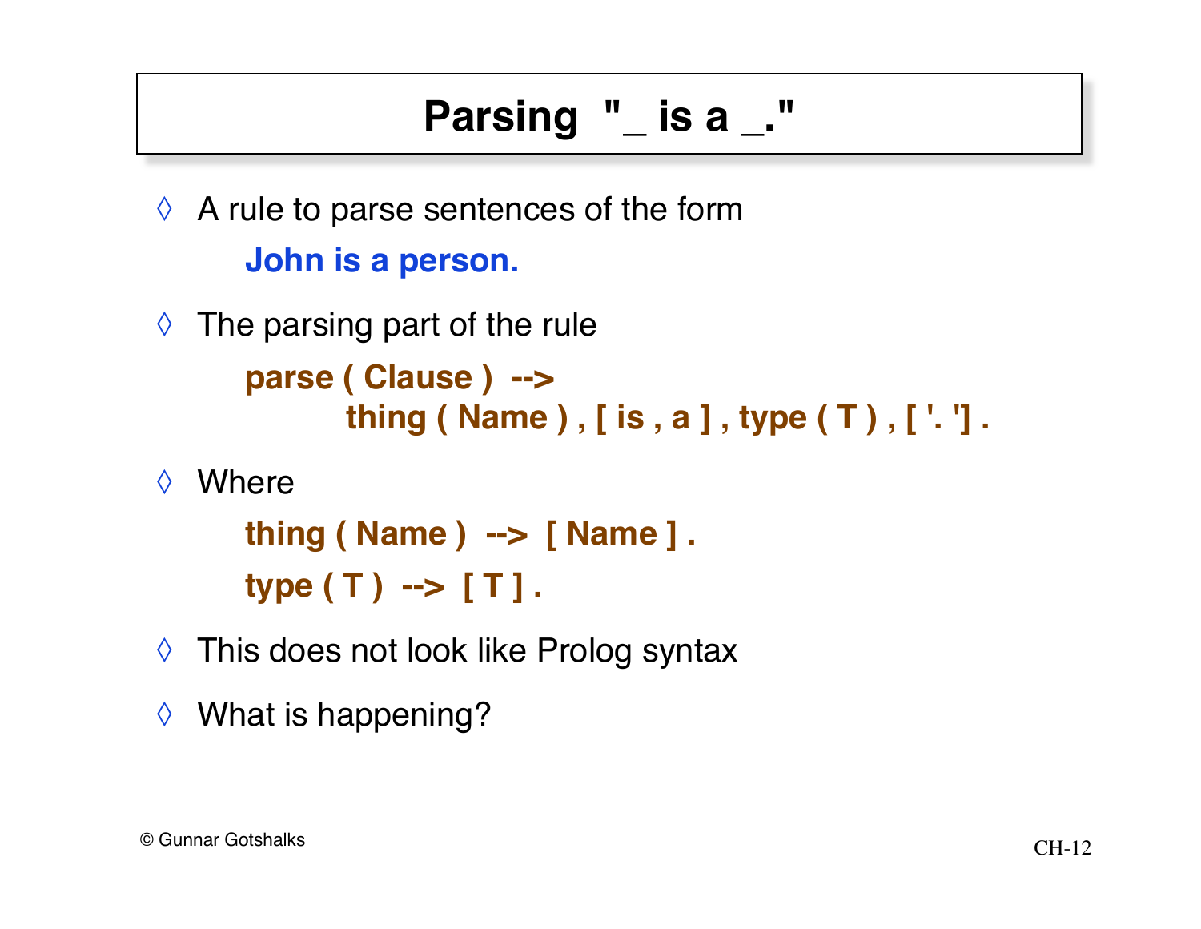# Parsing "_ is a _."

- A rule to parse sentences of the form

  **John is a person.**

- The parsing part of the rule

```
parse ( Clause )  -->
        thing ( Name ) , [ is , a ] , type ( T ) , [ '. '] .
```

- Where

```
thing ( Name )  -->  [ Name ] .
type ( T )  -->  [ T ] .
```

- This does not look like Prolog syntax
- What is happening?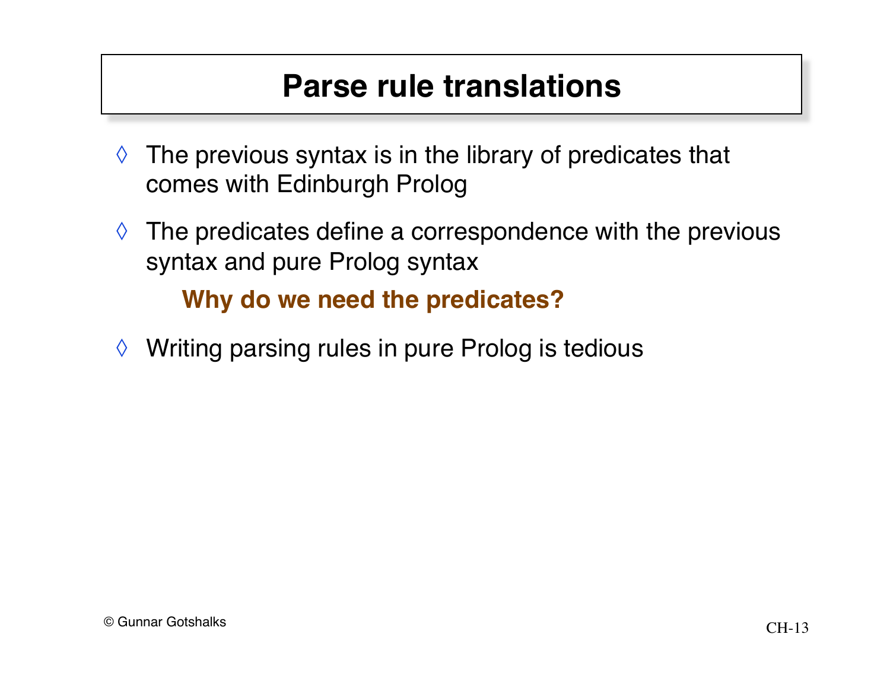# Parse rule translations

- The previous syntax is in the library of predicates that comes with Edinburgh Prolog
- The predicates define a correspondence with the previous syntax and pure Prolog syntax

  **Why do we need the predicates?**

- Writing parsing rules in pure Prolog is tedious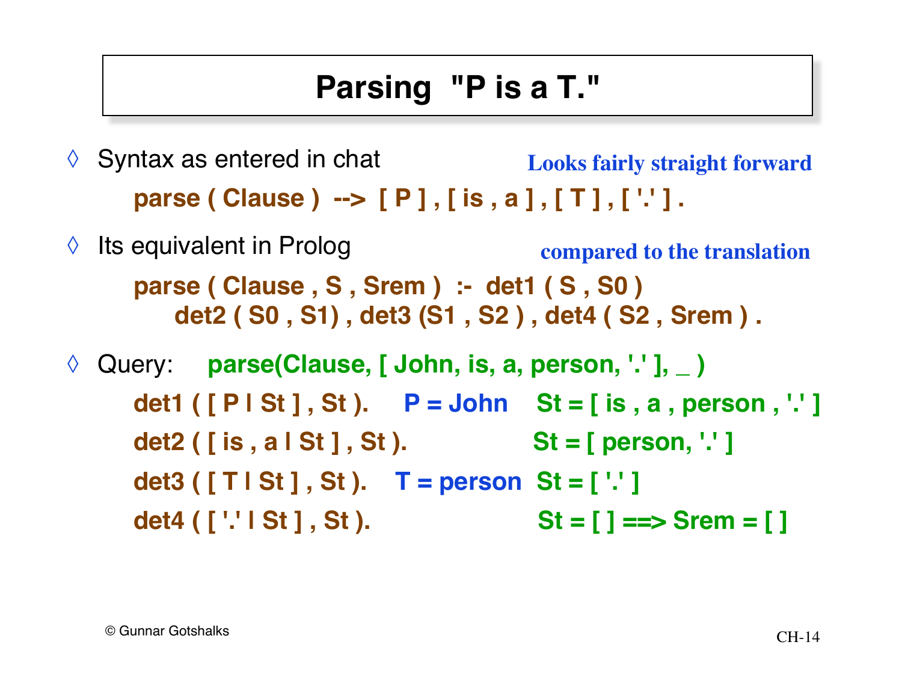# Parsing "P is a T."

- Syntax as entered in chat **Looks fairly straight forward**

```
parse ( Clause ) --> [ P ] , [ is , a ] , [ T ] , [ '.' ] .
```

- Its equivalent in Prolog **compared to the translation**

```
parse ( Clause , S , Srem ) :- det1 ( S , S0 )
    det2 ( S0 , S1) , det3 (S1 , S2 ) , det4 ( S2 , Srem ) .
```

- Query: **parse(Clause, [ John, is, a, person, '.' ], _ )**

```
det1 ( [ P | St ] , St ).     P = John     St = [ is , a , person , '.' ]
det2 ( [ is , a | St ] , St ).             St = [ person, '.' ]
det3 ( [ T | St ] , St ).     T = person   St = [ '.' ]
det4 ( [ '.' | St ] , St ).                St = [ ] ==> Srem = [ ]
```

© Gunnar Gotshalks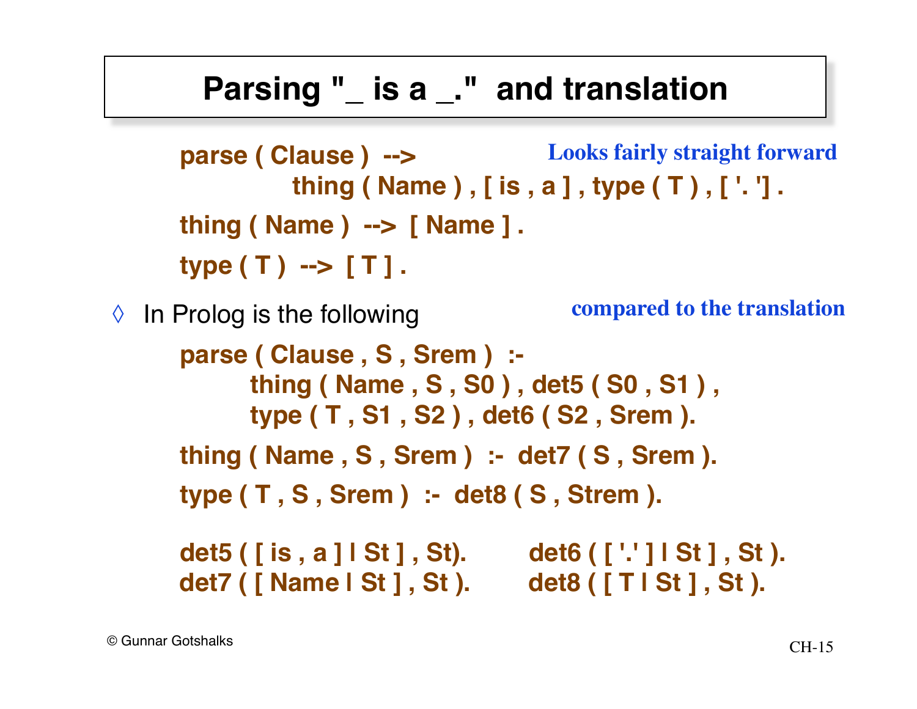# Parsing "_ is a _." and translation

```
parse ( Clause ) -->
        thing ( Name ) , [ is , a ] , type ( T ) , [ '. '] .
thing ( Name ) --> [ Name ] .
type ( T ) --> [ T ] .
```

Looks fairly straight forward

◊ In Prolog is the following

compared to the translation

```
parse ( Clause , S , Srem ) :-
        thing ( Name , S , S0 ) , det5 ( S0 , S1 ) ,
        type ( T , S1 , S2 ) , det6 ( S2 , Srem ).
thing ( Name , S , Srem ) :- det7 ( S , Srem ).
type ( T , S , Srem ) :- det8 ( S , Strem ).

det5 ( [ is , a ] | St ] , St).        det6 ( [ '.' ] | St ] , St ).
det7 ( [ Name | St ] , St ).           det8 ( [ T | St ] , St ).
```

© Gunnar Gotshalks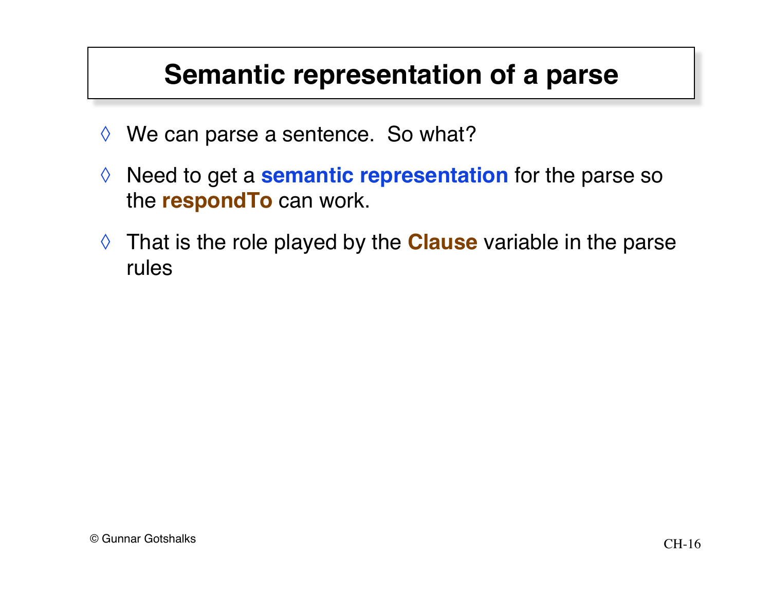# Semantic representation of a parse

- We can parse a sentence. So what?
- Need to get a **semantic representation** for the parse so the **respondTo** can work.
- That is the role played by the **Clause** variable in the parse rules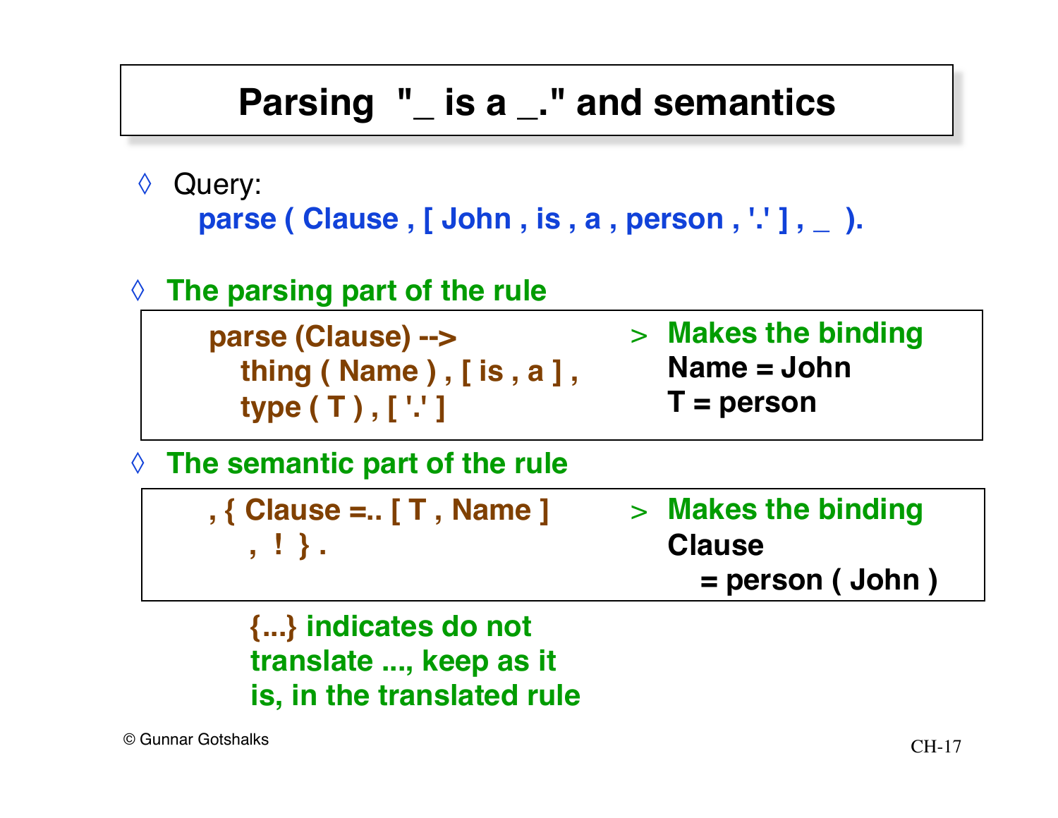# Parsing "_ is a _." and semantics

- Query:

```
parse ( Clause , [ John , is , a , person , '.' ] , _ ).
```

- **The parsing part of the rule**

```
parse (Clause) -->
   thing ( Name ) , [ is , a ] ,
   type ( T ) , [ '.' ]
```

> **Makes the binding**
> **Name = John**
> **T = person**

- **The semantic part of the rule**

```
, { Clause =.. [ T , Name ]
   , ! } .
```

> **Makes the binding**
> **Clause**
> **= person ( John )**

**{...} indicates do not translate ..., keep as it is, in the translated rule**

© Gunnar Gotshalks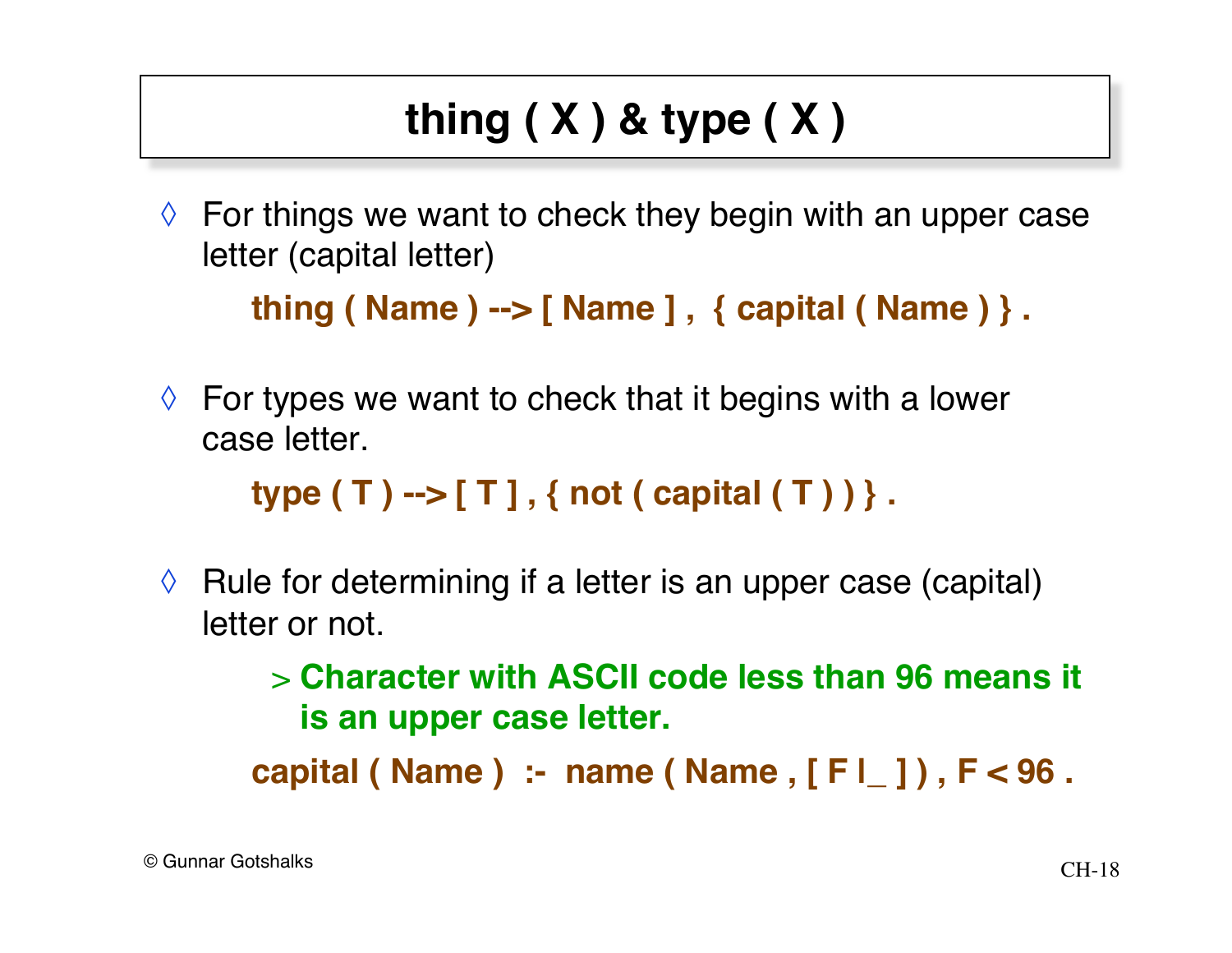# thing ( X ) & type ( X )

- For things we want to check they begin with an upper case letter (capital letter)

```
thing ( Name ) --> [ Name ] ,  { capital ( Name ) } .
```

- For types we want to check that it begins with a lower case letter.

```
type ( T ) --> [ T ] , { not ( capital ( T ) ) } .
```

- Rule for determining if a letter is an upper case (capital) letter or not.
  - **Character with ASCII code less than 96 means it is an upper case letter.**

```
capital ( Name )  :-  name ( Name , [ F |_ ] ) , F < 96 .
```

© Gunnar Gotshalks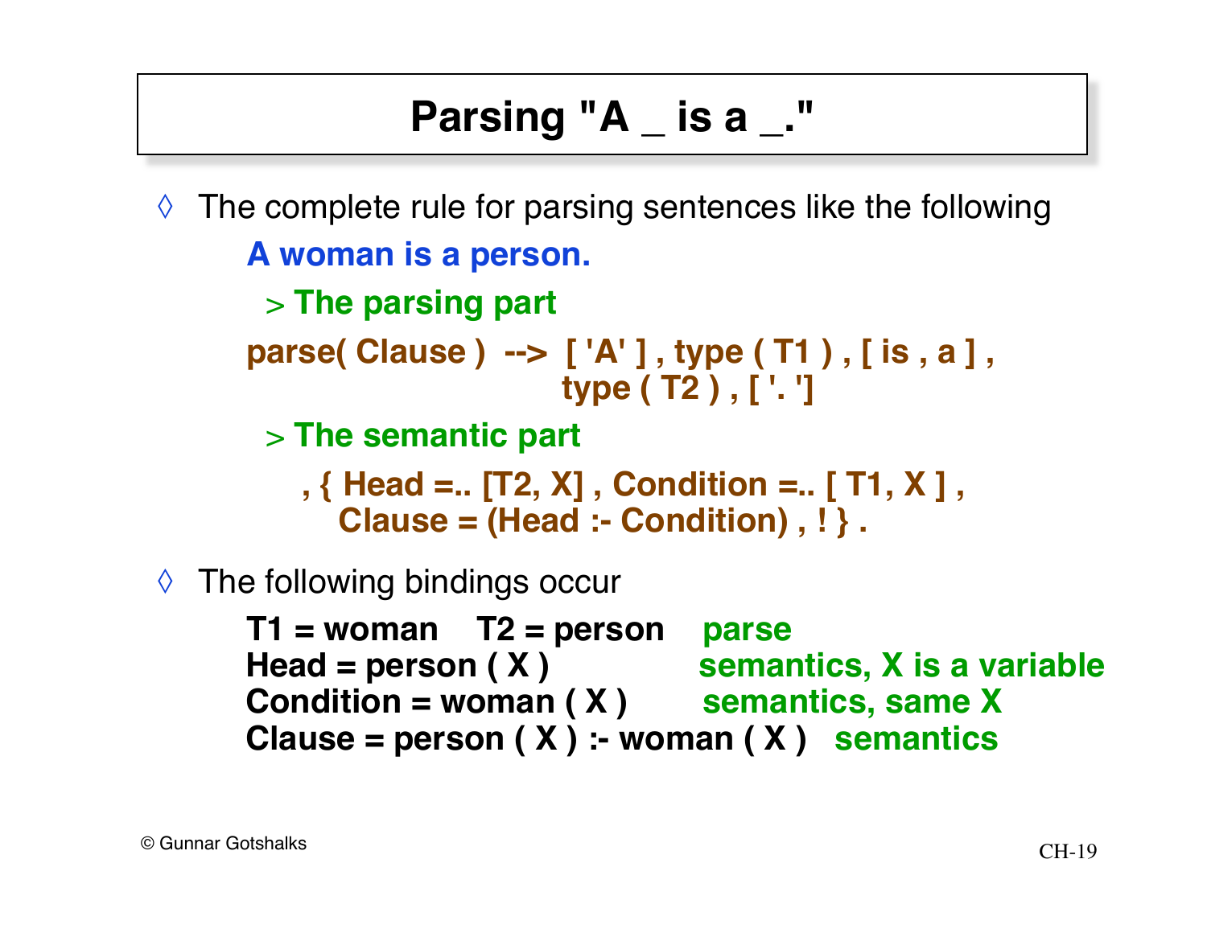# Parsing "A _ is a _."

- The complete rule for parsing sentences like the following

  **A woman is a person.**

  - **The parsing part**

```
parse( Clause )  -->  [ 'A' ] , type ( T1 ) , [ is , a ] ,
                      type ( T2 ) , [ '. ']
```

  - **The semantic part**

```
    , { Head =.. [T2, X] , Condition =.. [ T1, X ] ,
       Clause = (Head :- Condition) , ! } .
```

- The following bindings occur

| | |
|---|---|
| **T1 = woman T2 = person** | parse |
| **Head = person ( X )** | semantics, X is a variable |
| **Condition = woman ( X )** | semantics, same X |
| **Clause = person ( X ) :- woman ( X )** | semantics |

© Gunnar Gotshalks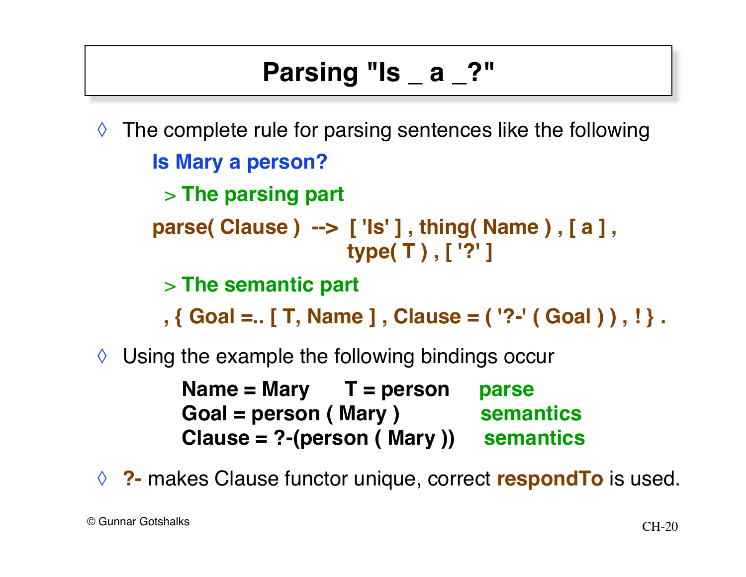# Parsing "Is _ a _?"

◊ The complete rule for parsing sentences like the following

**Is Mary a person?**

> **The parsing part**

```
parse( Clause )  -->  [ 'Is' ] , thing( Name ) , [ a ] ,
                      type( T ) , [ '?' ]
```

> **The semantic part**

```
, { Goal =.. [ T, Name ] , Clause = ( '?-' ( Goal ) ) , ! } .
```

◊ Using the example the following bindings occur

**Name = Mary      T = person      parse**
**Goal = person ( Mary )      semantics**
**Clause = ?-(person ( Mary ))      semantics**

◊ **?-** makes Clause functor unique, correct **respondTo** is used.

© Gunnar Gotshalks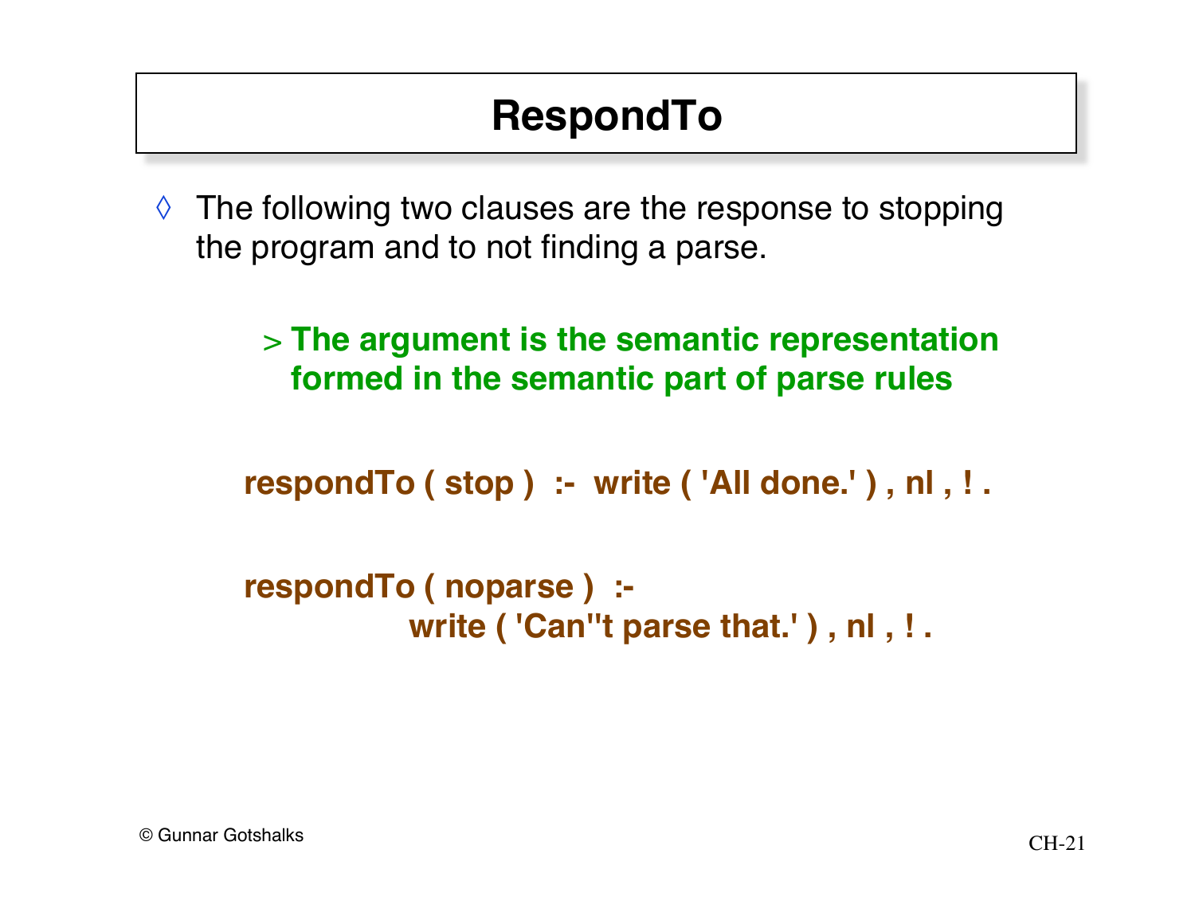# RespondTo

- The following two clauses are the response to stopping the program and to not finding a parse.
  - **The argument is the semantic representation formed in the semantic part of parse rules**

```
respondTo ( stop )  :-  write ( 'All done.' ) , nl , ! .

respondTo ( noparse )  :-
            write ( 'Can''t parse that.' ) , nl , ! .
```

© Gunnar Gotshalks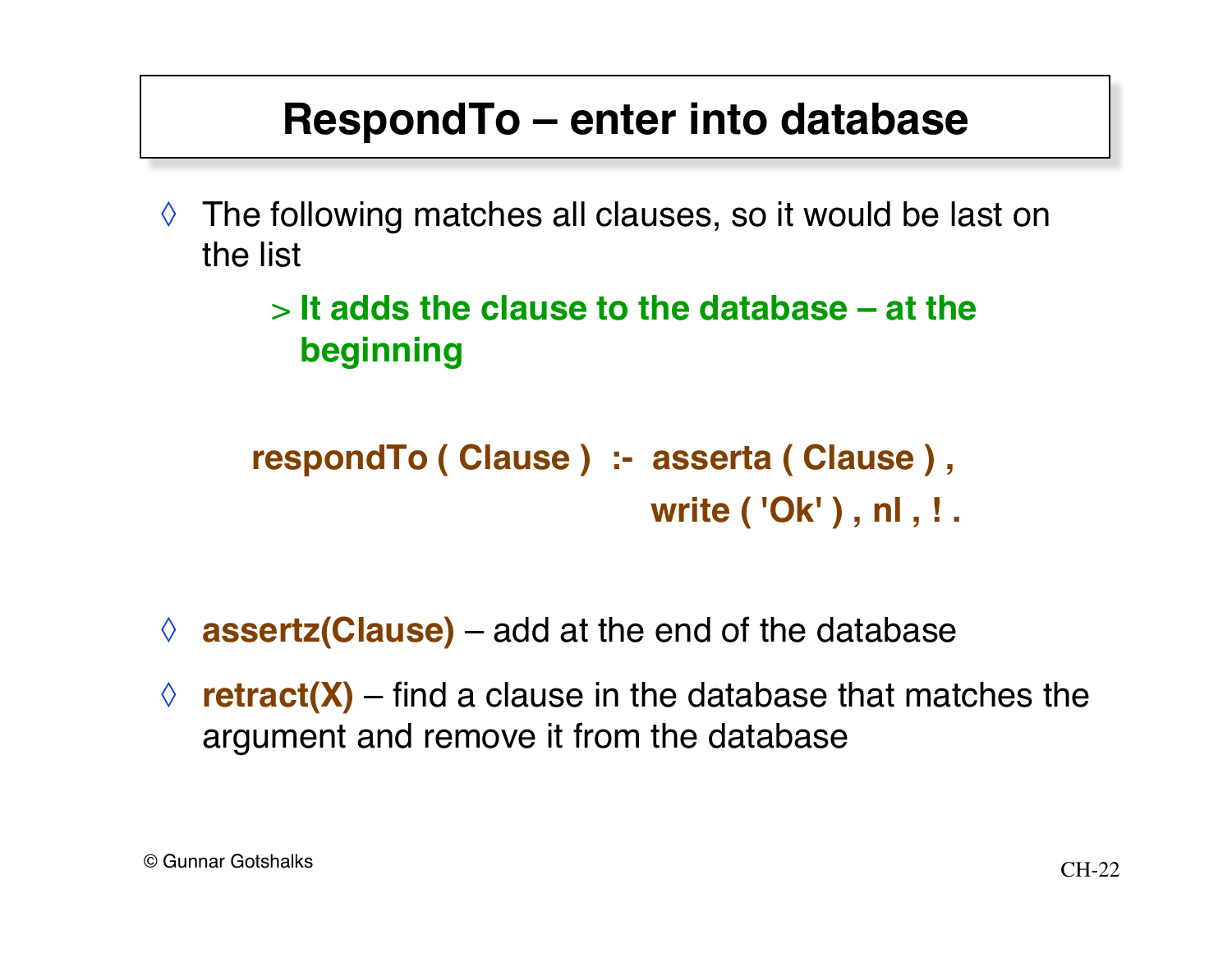# RespondTo – enter into database

- The following matches all clauses, so it would be last on the list
  - > **It adds the clause to the database – at the beginning**

```
respondTo ( Clause )  :-  asserta ( Clause ) ,
                          write ( 'Ok' ) , nl , ! .
```

- **assertz(Clause)** – add at the end of the database
- **retract(X)** – find a clause in the database that matches the argument and remove it from the database

© Gunnar Gotshalks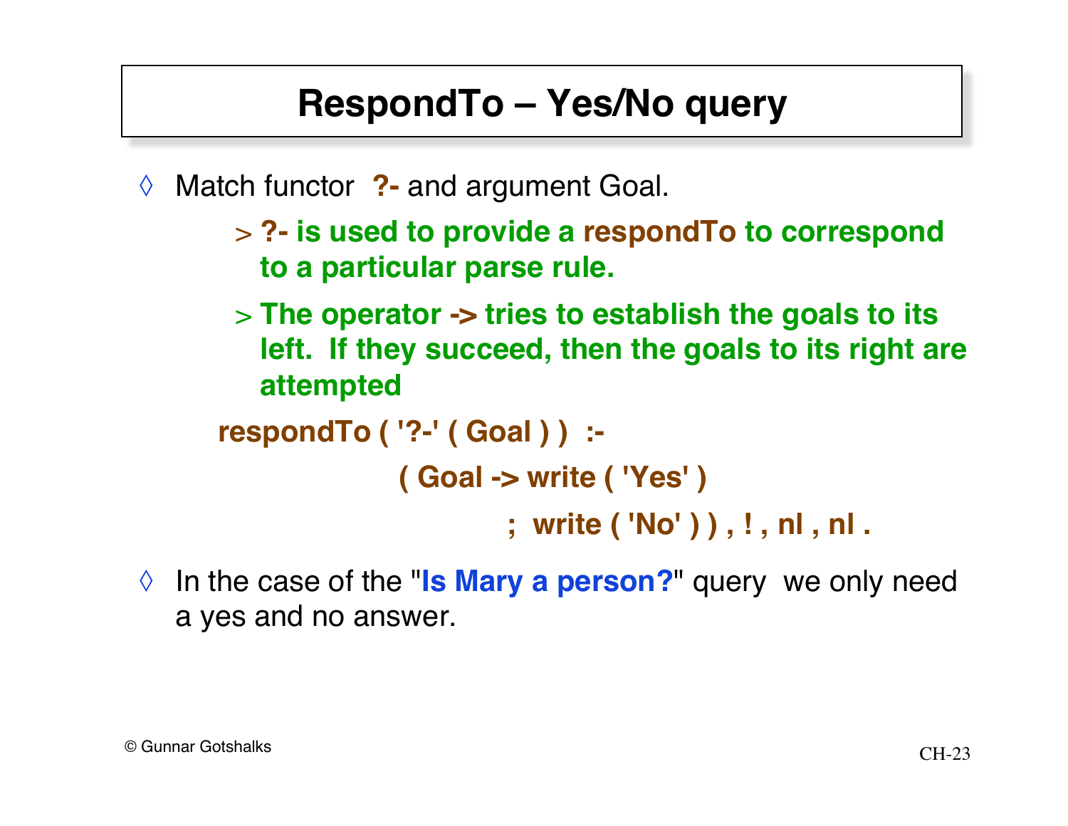# RespondTo – Yes/No query

- Match functor **?-** and argument Goal.
  - **?- is used to provide a respondTo to correspond to a particular parse rule.**
  - **The operator -> tries to establish the goals to its left. If they succeed, then the goals to its right are attempted**

```
respondTo ( '?-' ( Goal ) )  :-
        ( Goal -> write ( 'Yes' )
              ;  write ( 'No' ) ) , ! , nl , nl .
```

- In the case of the "**Is Mary a person?**" query we only need a yes and no answer.

© Gunnar Gotshalks